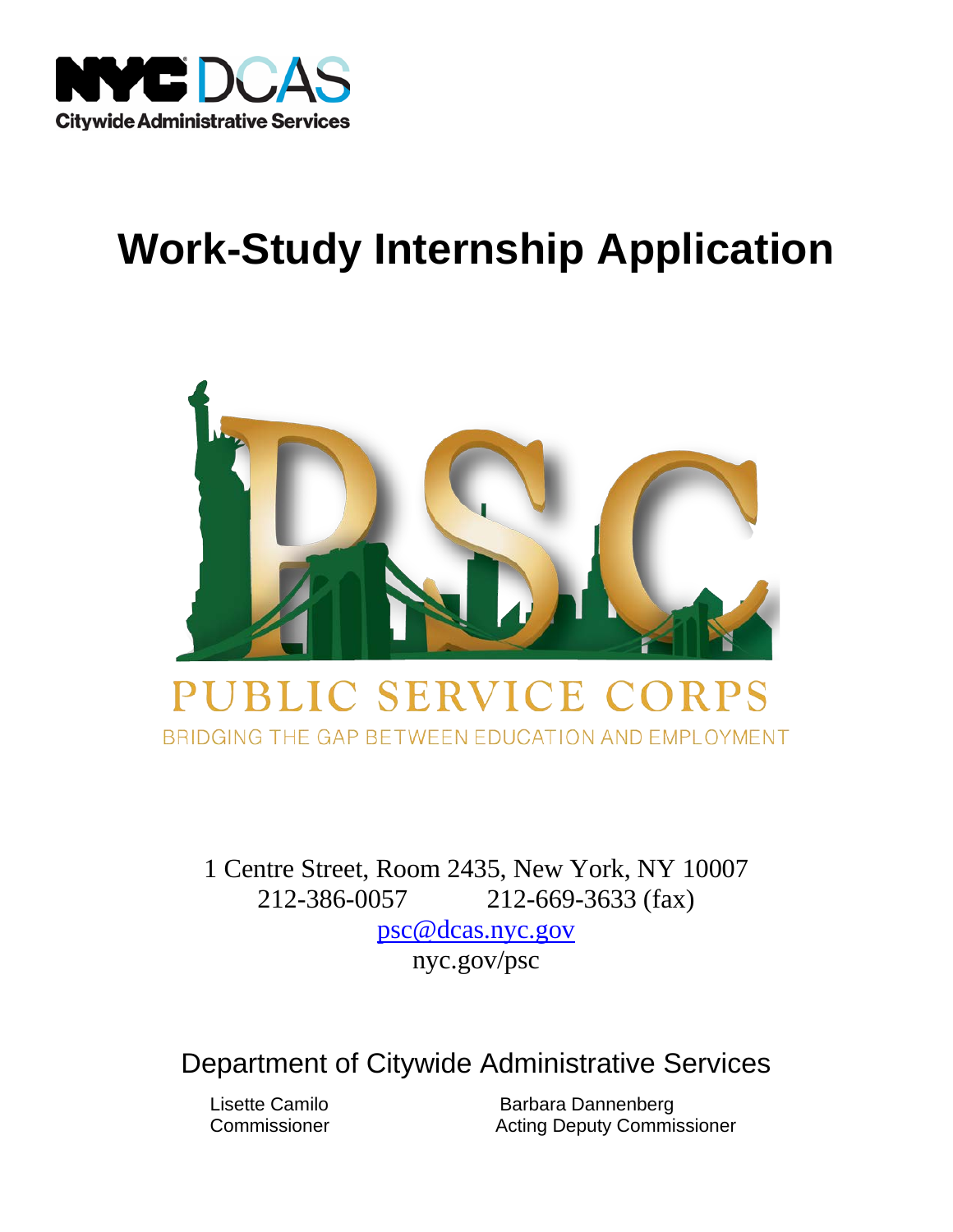NYC DCAS
Citywide Administrative Services

# Work-Study Internship Application

PUBLIC SERVICE CORPS

BRIDGING THE GAP BETWEEN EDUCATION AND EMPLOYMENT

1 Centre Street, Room 2435, New York, NY 10007
212-386-0057 212-669-3633 (fax)
psc@dcas.nyc.gov
nyc.gov/psc

## Department of Citywide Administrative Services

Lisette Camilo
Commissioner

Barbara Dannenberg
Acting Deputy Commissioner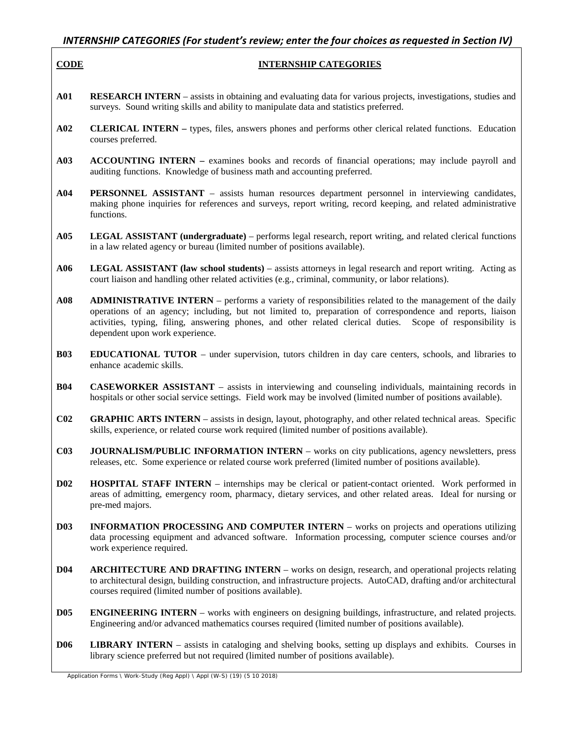## *INTERNSHIP CATEGORIES (For student's review; enter the four choices as requested in Section IV)*

| **CODE** | **INTERNSHIP CATEGORIES** |
|---|---|
| **A01** | **RESEARCH INTERN** – assists in obtaining and evaluating data for various projects, investigations, studies and surveys. Sound writing skills and ability to manipulate data and statistics preferred. |
| **A02** | **CLERICAL INTERN –** types, files, answers phones and performs other clerical related functions. Education courses preferred. |
| **A03** | **ACCOUNTING INTERN –** examines books and records of financial operations; may include payroll and auditing functions. Knowledge of business math and accounting preferred. |
| **A04** | **PERSONNEL ASSISTANT** – assists human resources department personnel in interviewing candidates, making phone inquiries for references and surveys, report writing, record keeping, and related administrative functions. |
| **A05** | **LEGAL ASSISTANT (undergraduate)** – performs legal research, report writing, and related clerical functions in a law related agency or bureau (limited number of positions available). |
| **A06** | **LEGAL ASSISTANT (law school students)** – assists attorneys in legal research and report writing. Acting as court liaison and handling other related activities (e.g., criminal, community, or labor relations). |
| **A08** | **ADMINISTRATIVE INTERN** – performs a variety of responsibilities related to the management of the daily operations of an agency; including, but not limited to, preparation of correspondence and reports, liaison activities, typing, filing, answering phones, and other related clerical duties. Scope of responsibility is dependent upon work experience. |
| **B03** | **EDUCATIONAL TUTOR** – under supervision, tutors children in day care centers, schools, and libraries to enhance academic skills. |
| **B04** | **CASEWORKER ASSISTANT** – assists in interviewing and counseling individuals, maintaining records in hospitals or other social service settings. Field work may be involved (limited number of positions available). |
| **C02** | **GRAPHIC ARTS INTERN** – assists in design, layout, photography, and other related technical areas. Specific skills, experience, or related course work required (limited number of positions available). |
| **C03** | **JOURNALISM/PUBLIC INFORMATION INTERN** – works on city publications, agency newsletters, press releases, etc. Some experience or related course work preferred (limited number of positions available). |
| **D02** | **HOSPITAL STAFF INTERN** – internships may be clerical or patient-contact oriented. Work performed in areas of admitting, emergency room, pharmacy, dietary services, and other related areas. Ideal for nursing or pre-med majors. |
| **D03** | **INFORMATION PROCESSING AND COMPUTER INTERN** – works on projects and operations utilizing data processing equipment and advanced software. Information processing, computer science courses and/or work experience required. |
| **D04** | **ARCHITECTURE AND DRAFTING INTERN** – works on design, research, and operational projects relating to architectural design, building construction, and infrastructure projects. AutoCAD, drafting and/or architectural courses required (limited number of positions available). |
| **D05** | **ENGINEERING INTERN** – works with engineers on designing buildings, infrastructure, and related projects. Engineering and/or advanced mathematics courses required (limited number of positions available). |
| **D06** | **LIBRARY INTERN** – assists in cataloging and shelving books, setting up displays and exhibits. Courses in library science preferred but not required (limited number of positions available). |

Application Forms \ Work-Study (Reg Appl) \ Appl (W-S) (19) (5 10 2018)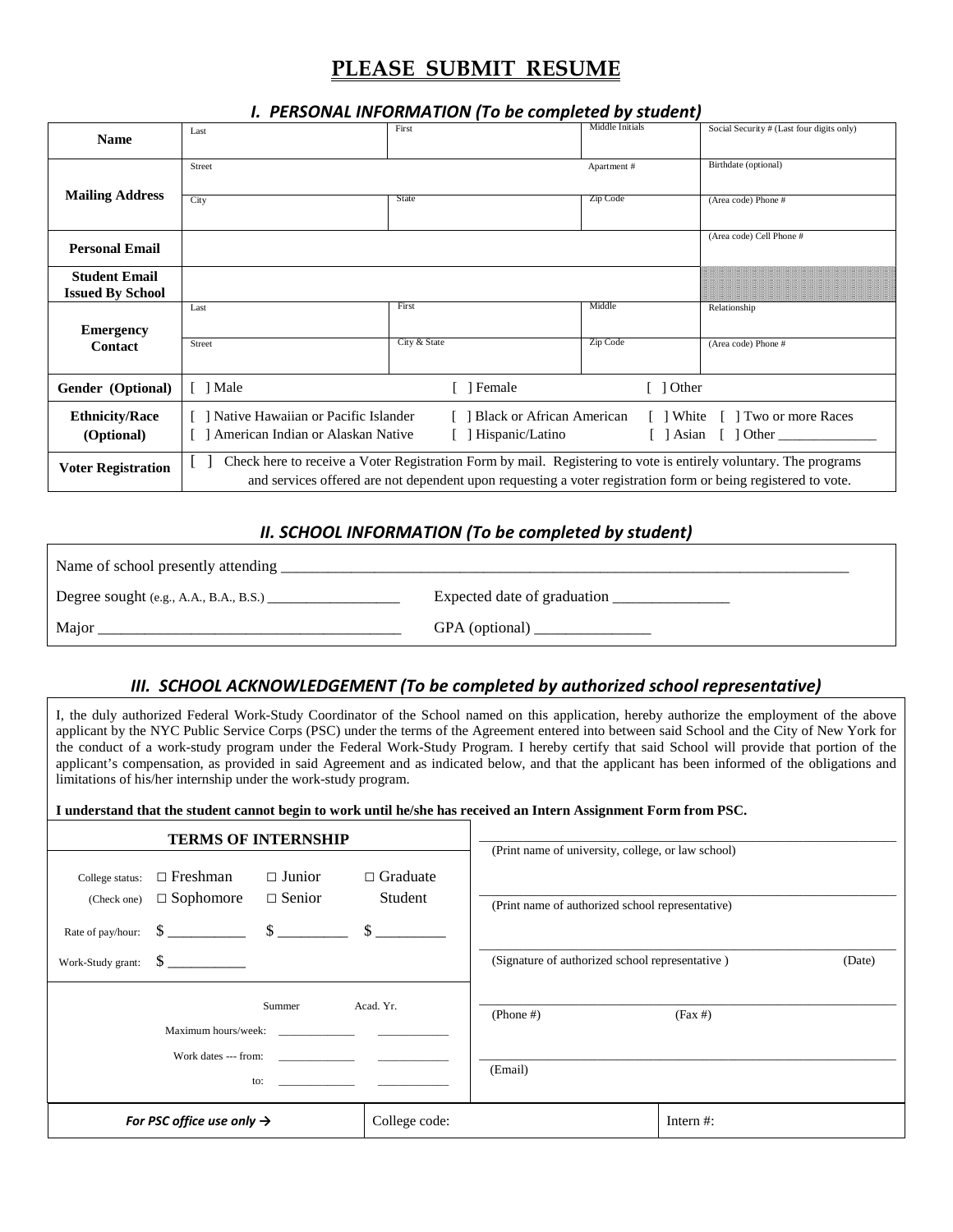# PLEASE SUBMIT RESUME

## *I. PERSONAL INFORMATION (To be completed by student)*

| | | | | |
|---|---|---|---|---|
| **Name** | Last | First | Middle Initials | Social Security # (Last four digits only) |
| **Mailing Address** | Street | | Apartment # | Birthdate (optional) |
| | City | State | Zip Code | (Area code) Phone # |
| **Personal Email** | | | | (Area code) Cell Phone # |
| **Student Email Issued By School** | | | | |
| **Emergency Contact** | Last | First | Middle | Relationship |
| | Street | City & State | Zip Code | (Area code) Phone # |
| **Gender (Optional)** | [ ] Male | [ ] Female | [ ] Other | |
| **Ethnicity/Race (Optional)** | [ ] Native Hawaiian or Pacific Islander<br>[ ] American Indian or Alaskan Native | [ ] Black or African American<br>[ ] Hispanic/Latino | [ ] White [ ] Two or more Races<br>[ ] Asian [ ] Other ______________ | |
| **Voter Registration** | [ ] Check here to receive a Voter Registration Form by mail. Registering to vote is entirely voluntary. The programs and services offered are not dependent upon requesting a voter registration form or being registered to vote. | | | |

## *II. SCHOOL INFORMATION (To be completed by student)*

Name of school presently attending ______________________________________________

Degree sought (e.g., A.A., B.A., B.S.) __________________ Expected date of graduation _______________

Major ________________________________________ GPA (optional) _______________

## *III. SCHOOL ACKNOWLEDGEMENT (To be completed by authorized school representative)*

I, the duly authorized Federal Work-Study Coordinator of the School named on this application, hereby authorize the employment of the above applicant by the NYC Public Service Corps (PSC) under the terms of the Agreement entered into between said School and the City of New York for the conduct of a work-study program under the Federal Work-Study Program. I hereby certify that said School will provide that portion of the applicant's compensation, as provided in said Agreement and as indicated below, and that the applicant has been informed of the obligations and limitations of his/her internship under the work-study program.

**I understand that the student cannot begin to work until he/she has received an Intern Assignment Form from PSC.**

**TERMS OF INTERNSHIP**

| | | | |
|---|---|---|---|
| College status: (Check one) | □ Freshman<br>□ Sophomore | □ Junior<br>□ Senior | □ Graduate Student |
| Rate of pay/hour: | $ __________ | $ _________ | $ _________ |
| Work-Study grant: | $ ___________ | | |

| | Summer | Acad. Yr. |
|---|---|---|
| Maximum hours/week: | _____________ | ____________ |
| Work dates --- from: | _____________ | ____________ |
| to: | _____________ | ____________ |

______________________________________________
(Print name of university, college, or law school)

______________________________________________
(Print name of authorized school representative)

______________________________________________
(Signature of authorized school representative) (Date)

______________________________________________
(Phone #) (Fax #)

______________________________________________
(Email)

| *For PSC office use only →* | College code: | Intern #: |
|---|---|---|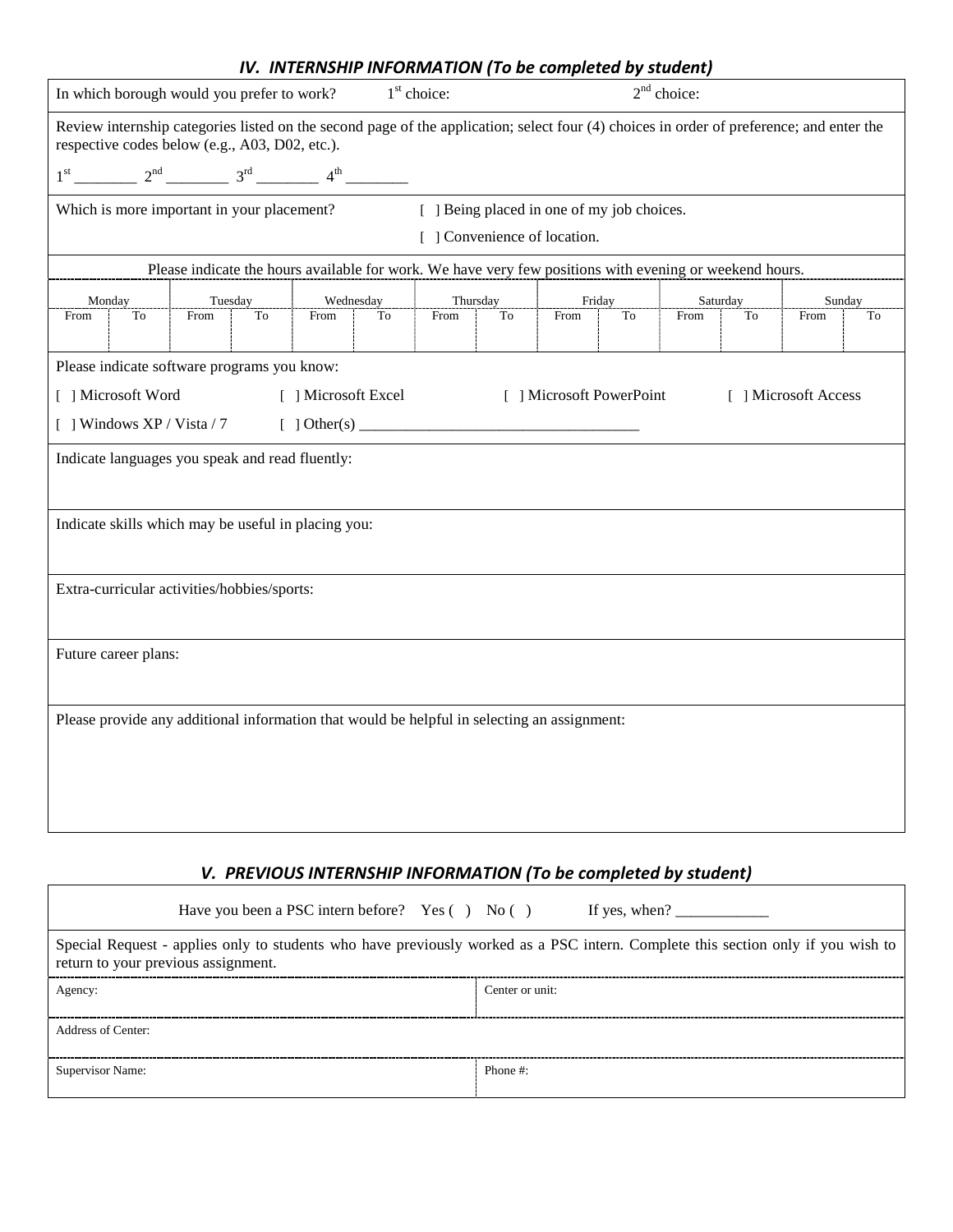## *IV. INTERNSHIP INFORMATION (To be completed by student)*

In which borough would you prefer to work? 1st choice: 2nd choice:

Review internship categories listed on the second page of the application; select four (4) choices in order of preference; and enter the respective codes below (e.g., A03, D02, etc.).

1st ________ 2nd ________ 3rd ________ 4th ________

Which is more important in your placement?

[ ] Being placed in one of my job choices.

[ ] Convenience of location.

Please indicate the hours available for work. We have very few positions with evening or weekend hours.

| Monday | | Tuesday | | Wednesday | | Thursday | | Friday | | Saturday | | Sunday | |
|---|---|---|---|---|---|---|---|---|---|---|---|---|---|
| From | To | From | To | From | To | From | To | From | To | From | To | From | To |
| | | | | | | | | | | | | | |

Please indicate software programs you know:

[ ] Microsoft Word [ ] Microsoft Excel [ ] Microsoft PowerPoint [ ] Microsoft Access

[ ] Windows XP / Vista / 7 [ ] Other(s) ___________________________________

Indicate languages you speak and read fluently:

Indicate skills which may be useful in placing you:

Extra-curricular activities/hobbies/sports:

Future career plans:

Please provide any additional information that would be helpful in selecting an assignment:

## *V. PREVIOUS INTERNSHIP INFORMATION (To be completed by student)*

Have you been a PSC intern before? Yes ( ) No ( ) If yes, when? ____________

Special Request - applies only to students who have previously worked as a PSC intern. Complete this section only if you wish to return to your previous assignment.

| Agency: | Center or unit: |
|---|---|
| Address of Center: | |
| Supervisor Name: | Phone #: |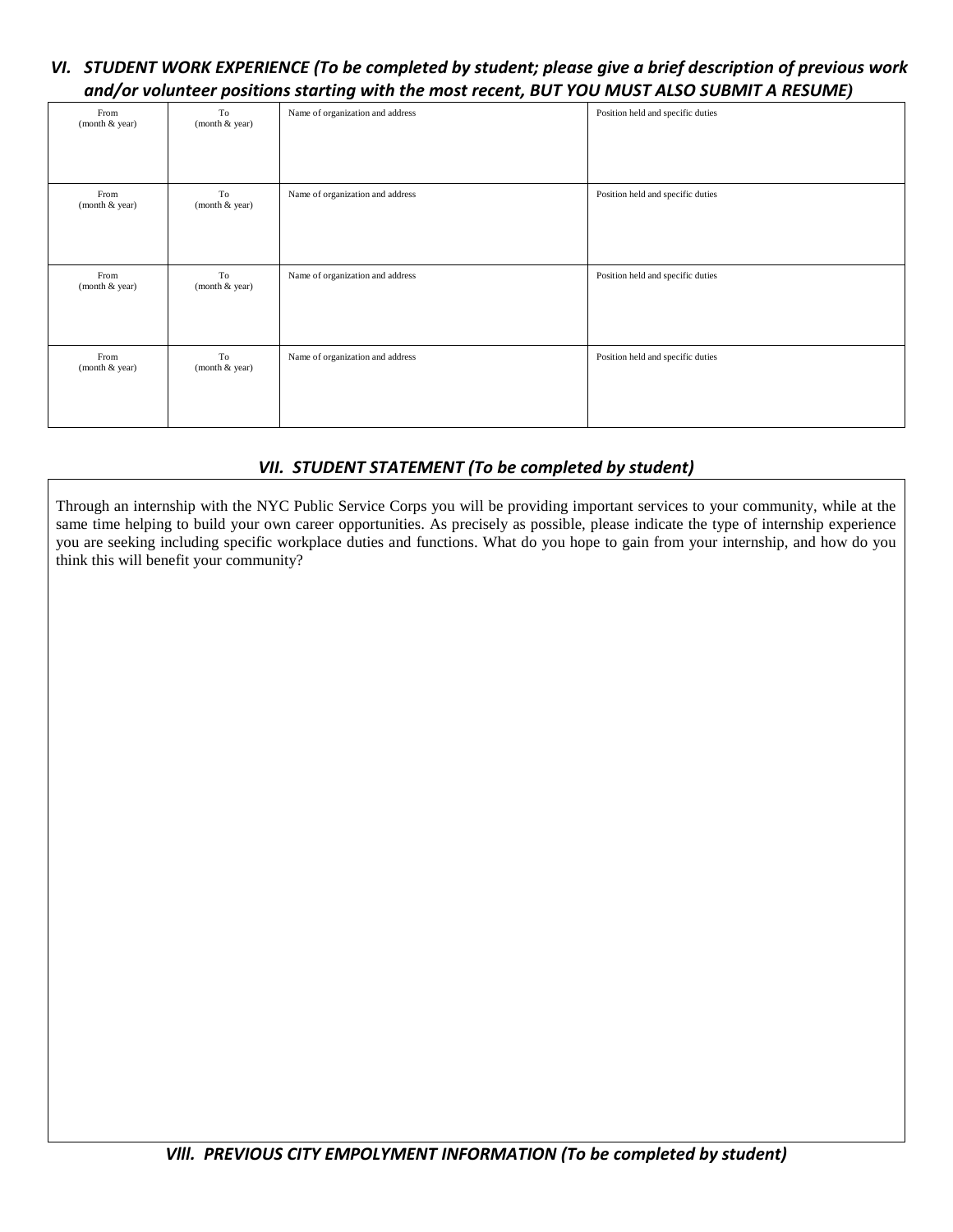### *VI. STUDENT WORK EXPERIENCE (To be completed by student; please give a brief description of previous work and/or volunteer positions starting with the most recent, BUT YOU MUST ALSO SUBMIT A RESUME)*

| From (month & year) | To (month & year) | Name of organization and address | Position held and specific duties |
|---|---|---|---|
| From (month & year) | To (month & year) | Name of organization and address | Position held and specific duties |
| From (month & year) | To (month & year) | Name of organization and address | Position held and specific duties |
| From (month & year) | To (month & year) | Name of organization and address | Position held and specific duties |

### *VII. STUDENT STATEMENT (To be completed by student)*

Through an internship with the NYC Public Service Corps you will be providing important services to your community, while at the same time helping to build your own career opportunities. As precisely as possible, please indicate the type of internship experience you are seeking including specific workplace duties and functions. What do you hope to gain from your internship, and how do you think this will benefit your community?

### *Vlll. PREVIOUS CITY EMPOLYMENT INFORMATION (To be completed by student)*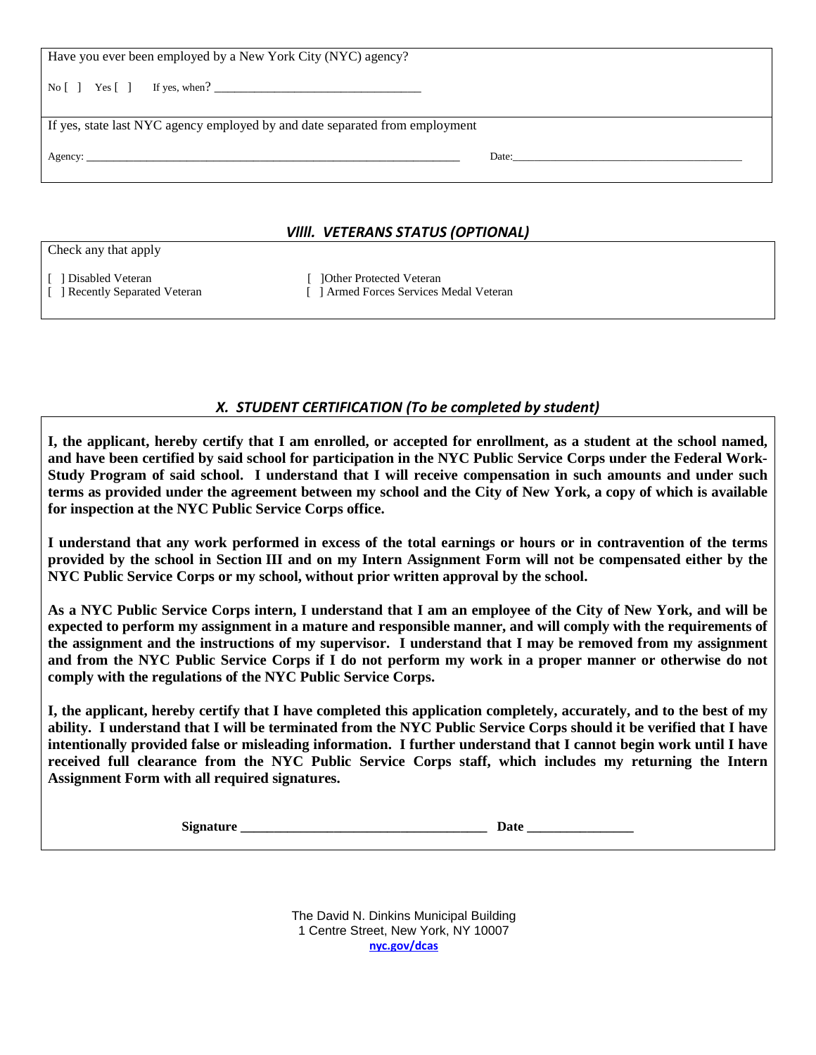Have you ever been employed by a New York City (NYC) agency?

No [ ] Yes [ ] If yes, when? ______________________________

If yes, state last NYC agency employed by and date separated from employment

Agency: ______________________________________________ Date: ______________________________

### *VIIII. VETERANS STATUS (OPTIONAL)*

Check any that apply

[ ] Disabled Veteran
[ ] Recently Separated Veteran
[ ]Other Protected Veteran
[ ] Armed Forces Services Medal Veteran

### *X. STUDENT CERTIFICATION (To be completed by student)*

**I, the applicant, hereby certify that I am enrolled, or accepted for enrollment, as a student at the school named, and have been certified by said school for participation in the NYC Public Service Corps under the Federal Work-Study Program of said school. I understand that I will receive compensation in such amounts and under such terms as provided under the agreement between my school and the City of New York, a copy of which is available for inspection at the NYC Public Service Corps office.**

**I understand that any work performed in excess of the total earnings or hours or in contravention of the terms provided by the school in Section III and on my Intern Assignment Form will not be compensated either by the NYC Public Service Corps or my school, without prior written approval by the school.**

**As a NYC Public Service Corps intern, I understand that I am an employee of the City of New York, and will be expected to perform my assignment in a mature and responsible manner, and will comply with the requirements of the assignment and the instructions of my supervisor. I understand that I may be removed from my assignment and from the NYC Public Service Corps if I do not perform my work in a proper manner or otherwise do not comply with the regulations of the NYC Public Service Corps.**

**I, the applicant, hereby certify that I have completed this application completely, accurately, and to the best of my ability. I understand that I will be terminated from the NYC Public Service Corps should it be verified that I have intentionally provided false or misleading information. I further understand that I cannot begin work until I have received full clearance from the NYC Public Service Corps staff, which includes my returning the Intern Assignment Form with all required signatures.**

**Signature ____________________________ Date ______________**

The David N. Dinkins Municipal Building
1 Centre Street, New York, NY 10007
**nyc.gov/dcas**